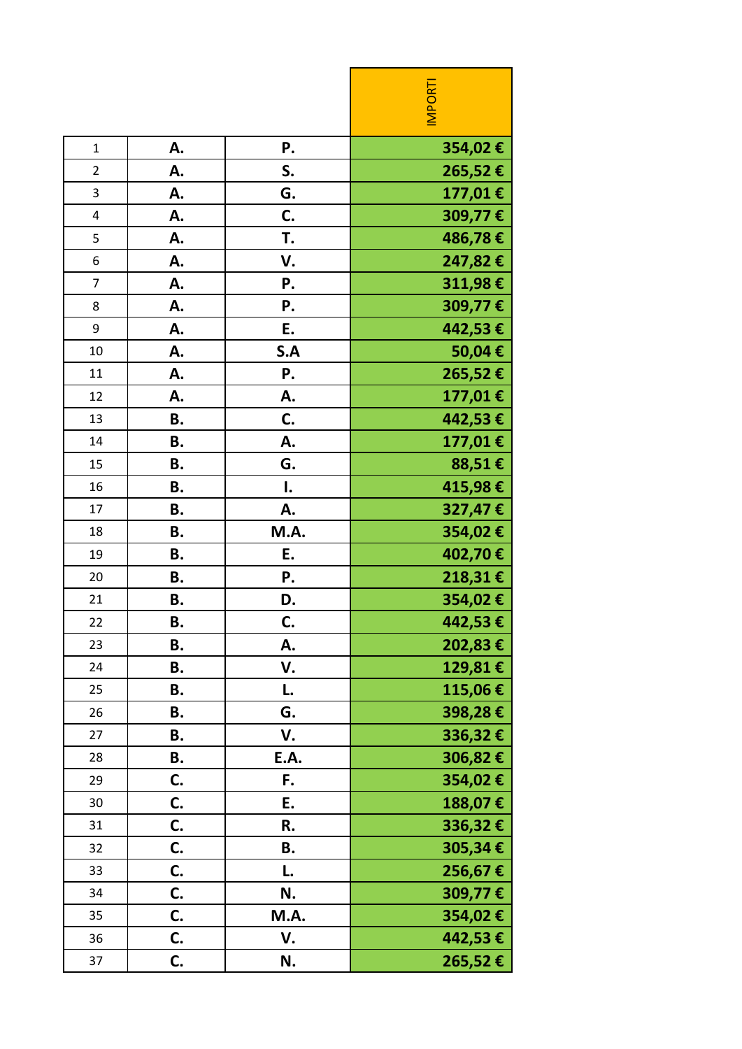| | | | IMPORTI |
|---|---|---|---|
| 1 | **A.** | **P.** | **354,02 €** |
| 2 | **A.** | **S.** | **265,52 €** |
| 3 | **A.** | **G.** | **177,01 €** |
| 4 | **A.** | **C.** | **309,77 €** |
| 5 | **A.** | **T.** | **486,78 €** |
| 6 | **A.** | **V.** | **247,82 €** |
| 7 | **A.** | **P.** | **311,98 €** |
| 8 | **A.** | **P.** | **309,77 €** |
| 9 | **A.** | **E.** | **442,53 €** |
| 10 | **A.** | **S.A** | **50,04 €** |
| 11 | **A.** | **P.** | **265,52 €** |
| 12 | **A.** | **A.** | **177,01 €** |
| 13 | **B.** | **C.** | **442,53 €** |
| 14 | **B.** | **A.** | **177,01 €** |
| 15 | **B.** | **G.** | **88,51 €** |
| 16 | **B.** | **I.** | **415,98 €** |
| 17 | **B.** | **A.** | **327,47 €** |
| 18 | **B.** | **M.A.** | **354,02 €** |
| 19 | **B.** | **E.** | **402,70 €** |
| 20 | **B.** | **P.** | **218,31 €** |
| 21 | **B.** | **D.** | **354,02 €** |
| 22 | **B.** | **C.** | **442,53 €** |
| 23 | **B.** | **A.** | **202,83 €** |
| 24 | **B.** | **V.** | **129,81 €** |
| 25 | **B.** | **L.** | **115,06 €** |
| 26 | **B.** | **G.** | **398,28 €** |
| 27 | **B.** | **V.** | **336,32 €** |
| 28 | **B.** | **E.A.** | **306,82 €** |
| 29 | **C.** | **F.** | **354,02 €** |
| 30 | **C.** | **E.** | **188,07 €** |
| 31 | **C.** | **R.** | **336,32 €** |
| 32 | **C.** | **B.** | **305,34 €** |
| 33 | **C.** | **L.** | **256,67 €** |
| 34 | **C.** | **N.** | **309,77 €** |
| 35 | **C.** | **M.A.** | **354,02 €** |
| 36 | **C.** | **V.** | **442,53 €** |
| 37 | **C.** | **N.** | **265,52 €** |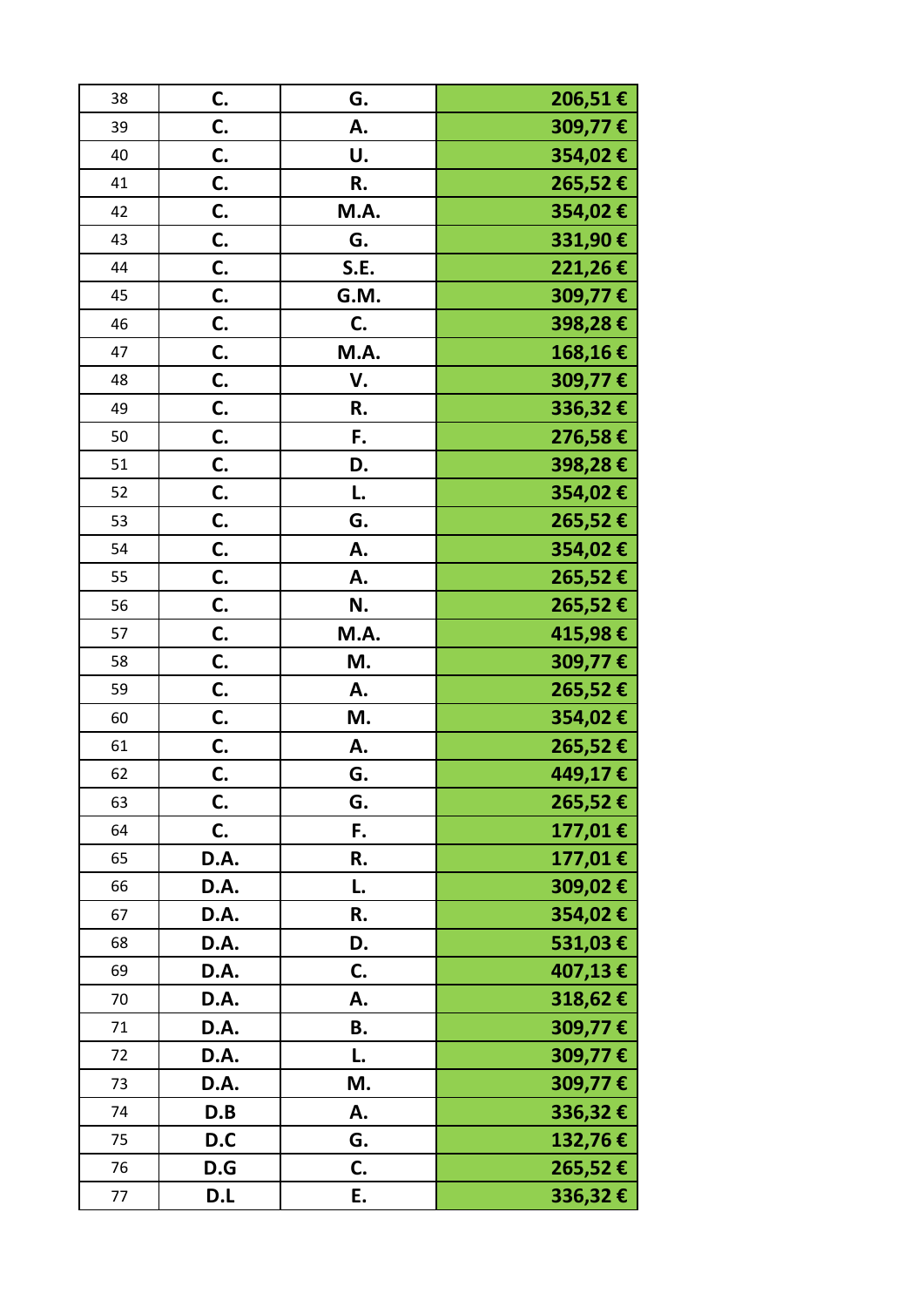| 38 | C. | G. | 206,51 € |
|---|---|---|---|
| 39 | C. | A. | 309,77 € |
| 40 | C. | U. | 354,02 € |
| 41 | C. | R. | 265,52 € |
| 42 | C. | M.A. | 354,02 € |
| 43 | C. | G. | 331,90 € |
| 44 | C. | S.E. | 221,26 € |
| 45 | C. | G.M. | 309,77 € |
| 46 | C. | C. | 398,28 € |
| 47 | C. | M.A. | 168,16 € |
| 48 | C. | V. | 309,77 € |
| 49 | C. | R. | 336,32 € |
| 50 | C. | F. | 276,58 € |
| 51 | C. | D. | 398,28 € |
| 52 | C. | L. | 354,02 € |
| 53 | C. | G. | 265,52 € |
| 54 | C. | A. | 354,02 € |
| 55 | C. | A. | 265,52 € |
| 56 | C. | N. | 265,52 € |
| 57 | C. | M.A. | 415,98 € |
| 58 | C. | M. | 309,77 € |
| 59 | C. | A. | 265,52 € |
| 60 | C. | M. | 354,02 € |
| 61 | C. | A. | 265,52 € |
| 62 | C. | G. | 449,17 € |
| 63 | C. | G. | 265,52 € |
| 64 | C. | F. | 177,01 € |
| 65 | D.A. | R. | 177,01 € |
| 66 | D.A. | L. | 309,02 € |
| 67 | D.A. | R. | 354,02 € |
| 68 | D.A. | D. | 531,03 € |
| 69 | D.A. | C. | 407,13 € |
| 70 | D.A. | A. | 318,62 € |
| 71 | D.A. | B. | 309,77 € |
| 72 | D.A. | L. | 309,77 € |
| 73 | D.A. | M. | 309,77 € |
| 74 | D.B | A. | 336,32 € |
| 75 | D.C | G. | 132,76 € |
| 76 | D.G | C. | 265,52 € |
| 77 | D.L | E. | 336,32 € |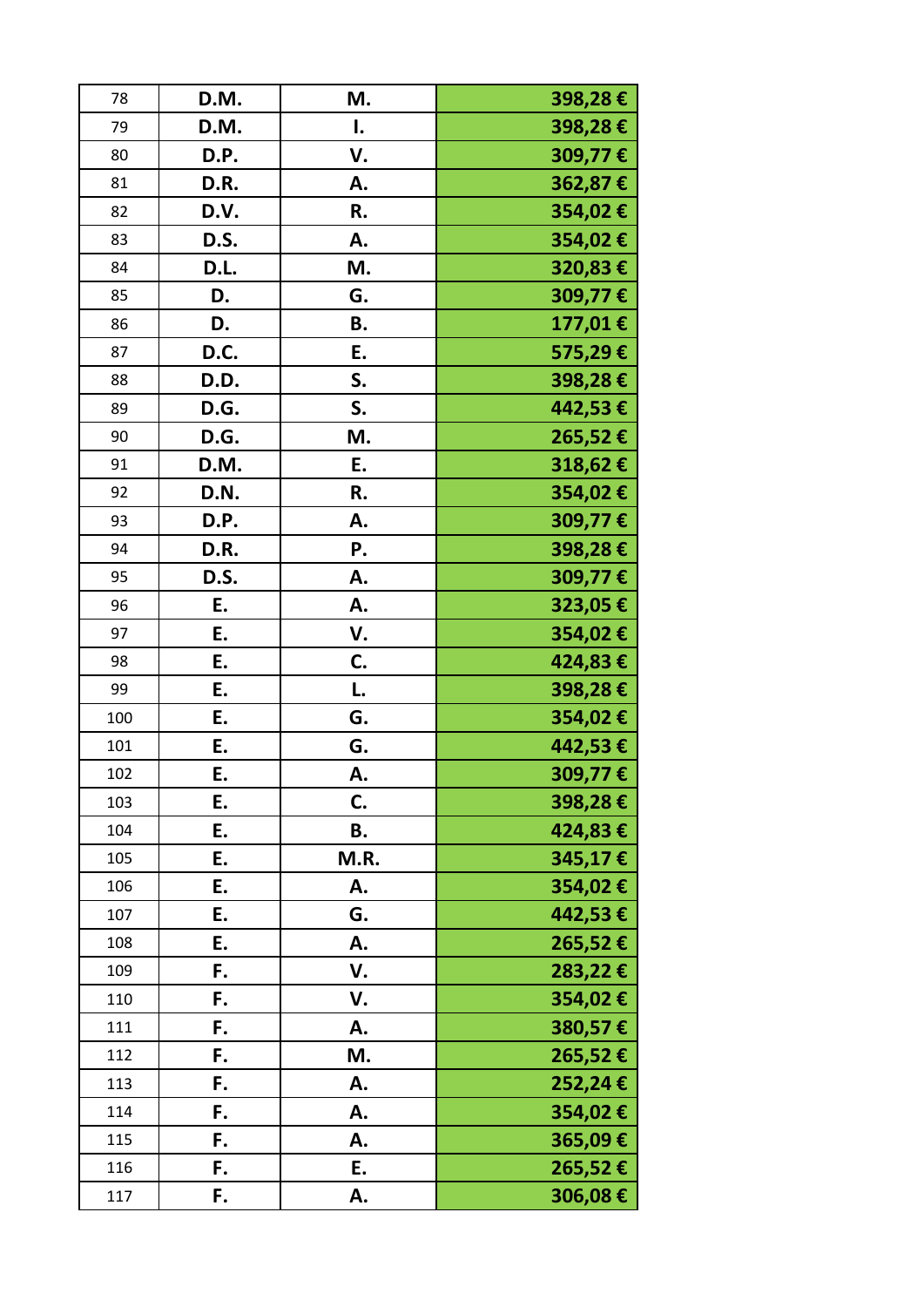| 78 | D.M. | M. | 398,28 € |
|---|---|---|---|
| 79 | D.M. | I. | 398,28 € |
| 80 | D.P. | V. | 309,77 € |
| 81 | D.R. | A. | 362,87 € |
| 82 | D.V. | R. | 354,02 € |
| 83 | D.S. | A. | 354,02 € |
| 84 | D.L. | M. | 320,83 € |
| 85 | D. | G. | 309,77 € |
| 86 | D. | B. | 177,01 € |
| 87 | D.C. | E. | 575,29 € |
| 88 | D.D. | S. | 398,28 € |
| 89 | D.G. | S. | 442,53 € |
| 90 | D.G. | M. | 265,52 € |
| 91 | D.M. | E. | 318,62 € |
| 92 | D.N. | R. | 354,02 € |
| 93 | D.P. | A. | 309,77 € |
| 94 | D.R. | P. | 398,28 € |
| 95 | D.S. | A. | 309,77 € |
| 96 | E. | A. | 323,05 € |
| 97 | E. | V. | 354,02 € |
| 98 | E. | C. | 424,83 € |
| 99 | E. | L. | 398,28 € |
| 100 | E. | G. | 354,02 € |
| 101 | E. | G. | 442,53 € |
| 102 | E. | A. | 309,77 € |
| 103 | E. | C. | 398,28 € |
| 104 | E. | B. | 424,83 € |
| 105 | E. | M.R. | 345,17 € |
| 106 | E. | A. | 354,02 € |
| 107 | E. | G. | 442,53 € |
| 108 | E. | A. | 265,52 € |
| 109 | F. | V. | 283,22 € |
| 110 | F. | V. | 354,02 € |
| 111 | F. | A. | 380,57 € |
| 112 | F. | M. | 265,52 € |
| 113 | F. | A. | 252,24 € |
| 114 | F. | A. | 354,02 € |
| 115 | F. | A. | 365,09 € |
| 116 | F. | E. | 265,52 € |
| 117 | F. | A. | 306,08 € |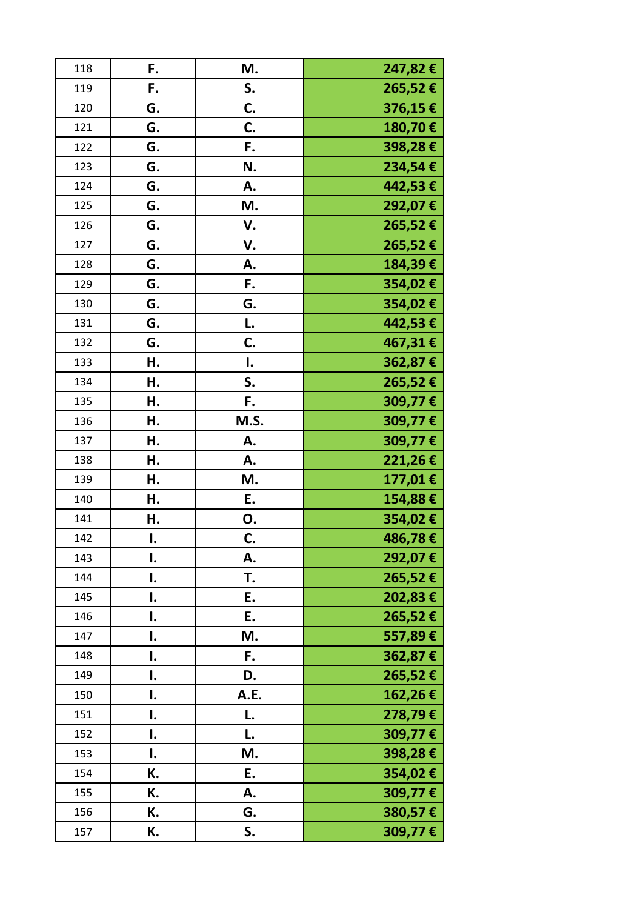| 118 | F. | M. | 247,82 € |
|---|---|---|---|
| 119 | F. | S. | 265,52 € |
| 120 | G. | C. | 376,15 € |
| 121 | G. | C. | 180,70 € |
| 122 | G. | F. | 398,28 € |
| 123 | G. | N. | 234,54 € |
| 124 | G. | A. | 442,53 € |
| 125 | G. | M. | 292,07 € |
| 126 | G. | V. | 265,52 € |
| 127 | G. | V. | 265,52 € |
| 128 | G. | A. | 184,39 € |
| 129 | G. | F. | 354,02 € |
| 130 | G. | G. | 354,02 € |
| 131 | G. | L. | 442,53 € |
| 132 | G. | C. | 467,31 € |
| 133 | H. | I. | 362,87 € |
| 134 | H. | S. | 265,52 € |
| 135 | H. | F. | 309,77 € |
| 136 | H. | M.S. | 309,77 € |
| 137 | H. | A. | 309,77 € |
| 138 | H. | A. | 221,26 € |
| 139 | H. | M. | 177,01 € |
| 140 | H. | E. | 154,88 € |
| 141 | H. | O. | 354,02 € |
| 142 | I. | C. | 486,78 € |
| 143 | I. | A. | 292,07 € |
| 144 | I. | T. | 265,52 € |
| 145 | I. | E. | 202,83 € |
| 146 | I. | E. | 265,52 € |
| 147 | I. | M. | 557,89 € |
| 148 | I. | F. | 362,87 € |
| 149 | I. | D. | 265,52 € |
| 150 | I. | A.E. | 162,26 € |
| 151 | I. | L. | 278,79 € |
| 152 | I. | L. | 309,77 € |
| 153 | I. | M. | 398,28 € |
| 154 | K. | E. | 354,02 € |
| 155 | K. | A. | 309,77 € |
| 156 | K. | G. | 380,57 € |
| 157 | K. | S. | 309,77 € |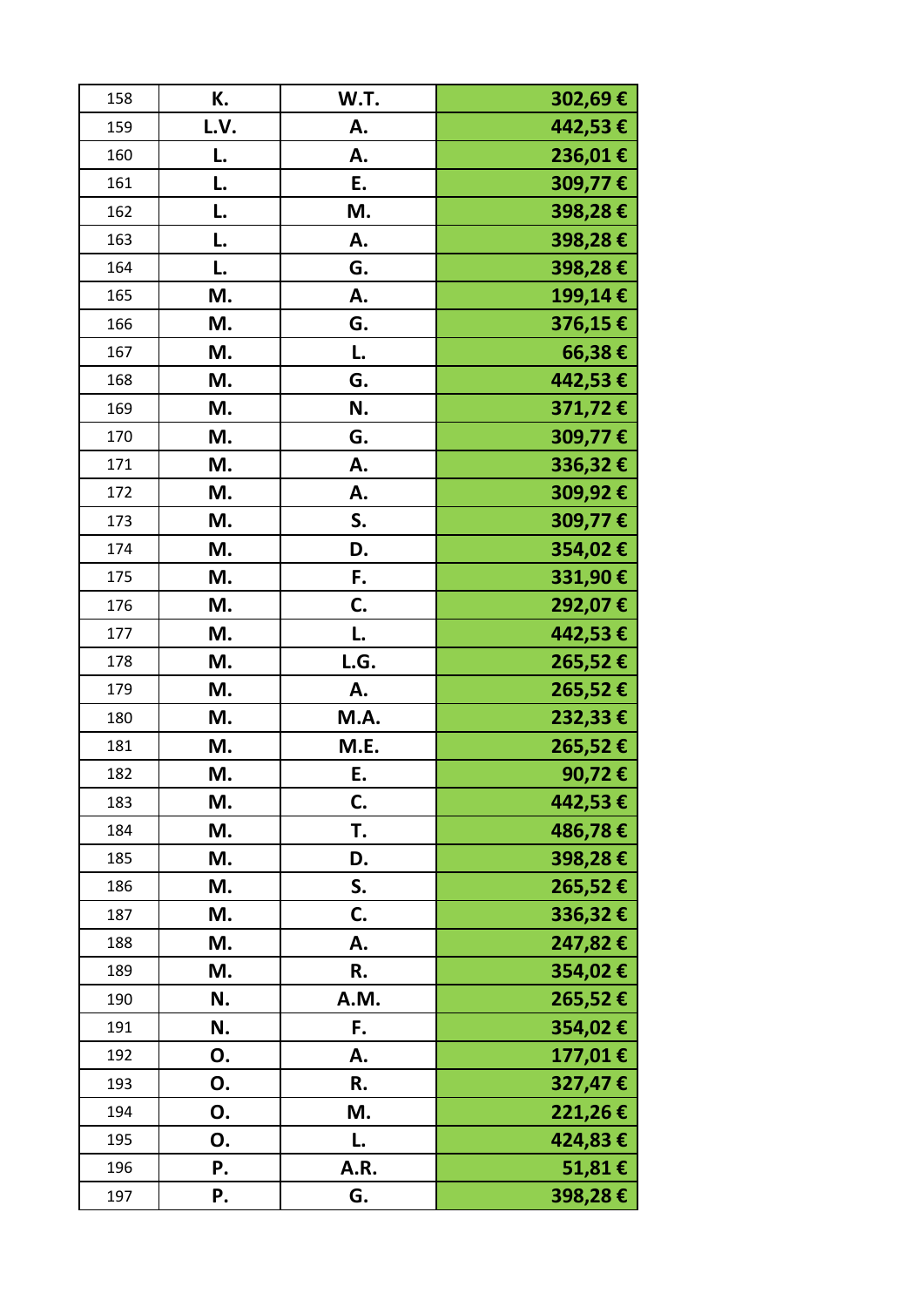| 158 | K. | W.T. | 302,69 € |
|---|---|---|---|
| 159 | L.V. | A. | 442,53 € |
| 160 | L. | A. | 236,01 € |
| 161 | L. | E. | 309,77 € |
| 162 | L. | M. | 398,28 € |
| 163 | L. | A. | 398,28 € |
| 164 | L. | G. | 398,28 € |
| 165 | M. | A. | 199,14 € |
| 166 | M. | G. | 376,15 € |
| 167 | M. | L. | 66,38 € |
| 168 | M. | G. | 442,53 € |
| 169 | M. | N. | 371,72 € |
| 170 | M. | G. | 309,77 € |
| 171 | M. | A. | 336,32 € |
| 172 | M. | A. | 309,92 € |
| 173 | M. | S. | 309,77 € |
| 174 | M. | D. | 354,02 € |
| 175 | M. | F. | 331,90 € |
| 176 | M. | C. | 292,07 € |
| 177 | M. | L. | 442,53 € |
| 178 | M. | L.G. | 265,52 € |
| 179 | M. | A. | 265,52 € |
| 180 | M. | M.A. | 232,33 € |
| 181 | M. | M.E. | 265,52 € |
| 182 | M. | E. | 90,72 € |
| 183 | M. | C. | 442,53 € |
| 184 | M. | T. | 486,78 € |
| 185 | M. | D. | 398,28 € |
| 186 | M. | S. | 265,52 € |
| 187 | M. | C. | 336,32 € |
| 188 | M. | A. | 247,82 € |
| 189 | M. | R. | 354,02 € |
| 190 | N. | A.M. | 265,52 € |
| 191 | N. | F. | 354,02 € |
| 192 | O. | A. | 177,01 € |
| 193 | O. | R. | 327,47 € |
| 194 | O. | M. | 221,26 € |
| 195 | O. | L. | 424,83 € |
| 196 | P. | A.R. | 51,81 € |
| 197 | P. | G. | 398,28 € |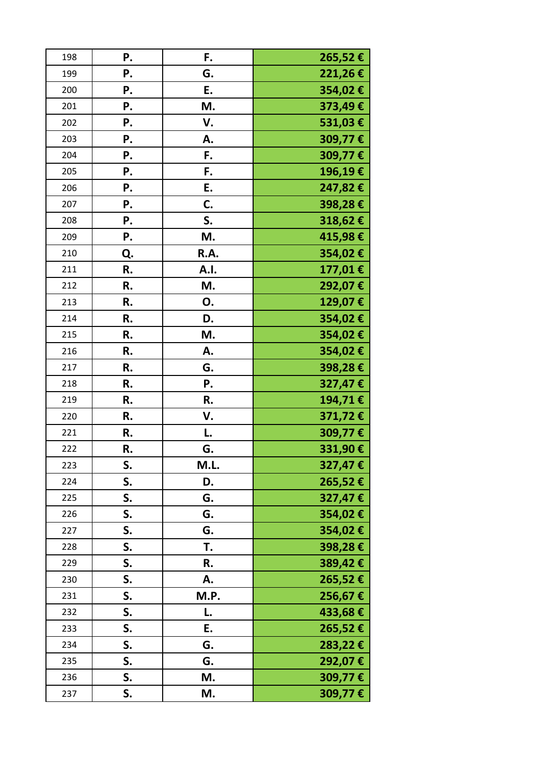| 198 | P. | F. | 265,52 € |
|---|---|---|---|
| 199 | P. | G. | 221,26 € |
| 200 | P. | E. | 354,02 € |
| 201 | P. | M. | 373,49 € |
| 202 | P. | V. | 531,03 € |
| 203 | P. | A. | 309,77 € |
| 204 | P. | F. | 309,77 € |
| 205 | P. | F. | 196,19 € |
| 206 | P. | E. | 247,82 € |
| 207 | P. | C. | 398,28 € |
| 208 | P. | S. | 318,62 € |
| 209 | P. | M. | 415,98 € |
| 210 | Q. | R.A. | 354,02 € |
| 211 | R. | A.I. | 177,01 € |
| 212 | R. | M. | 292,07 € |
| 213 | R. | O. | 129,07 € |
| 214 | R. | D. | 354,02 € |
| 215 | R. | M. | 354,02 € |
| 216 | R. | A. | 354,02 € |
| 217 | R. | G. | 398,28 € |
| 218 | R. | P. | 327,47 € |
| 219 | R. | R. | 194,71 € |
| 220 | R. | V. | 371,72 € |
| 221 | R. | L. | 309,77 € |
| 222 | R. | G. | 331,90 € |
| 223 | S. | M.L. | 327,47 € |
| 224 | S. | D. | 265,52 € |
| 225 | S. | G. | 327,47 € |
| 226 | S. | G. | 354,02 € |
| 227 | S. | G. | 354,02 € |
| 228 | S. | T. | 398,28 € |
| 229 | S. | R. | 389,42 € |
| 230 | S. | A. | 265,52 € |
| 231 | S. | M.P. | 256,67 € |
| 232 | S. | L. | 433,68 € |
| 233 | S. | E. | 265,52 € |
| 234 | S. | G. | 283,22 € |
| 235 | S. | G. | 292,07 € |
| 236 | S. | M. | 309,77 € |
| 237 | S. | M. | 309,77 € |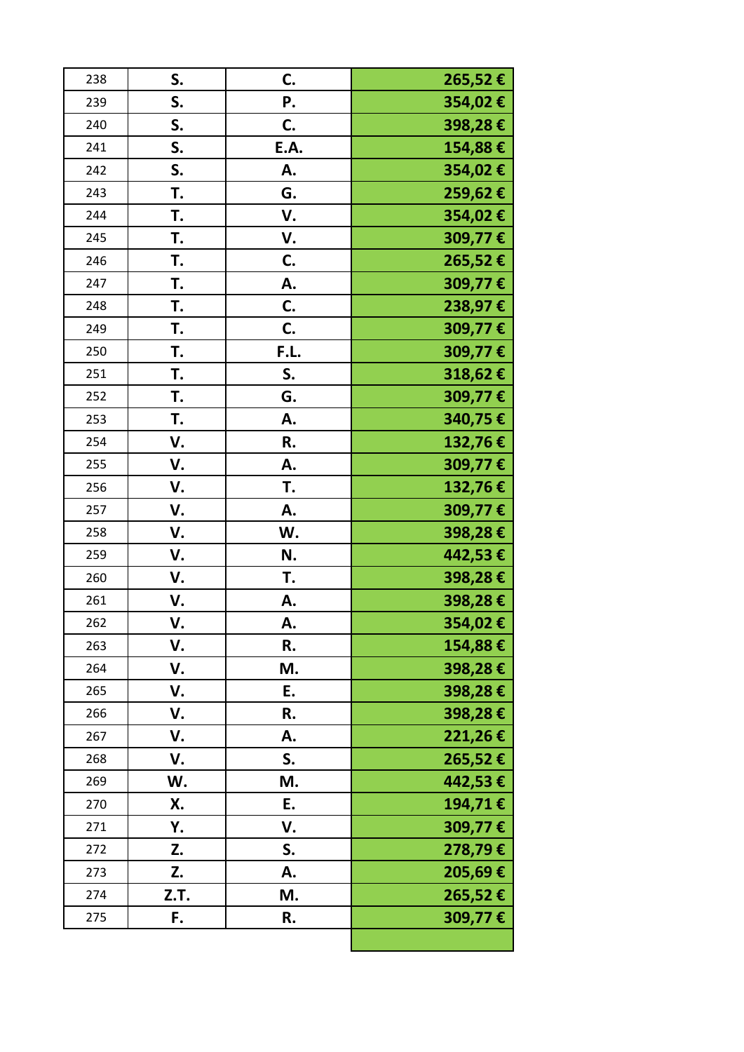| | | | |
|---|---|---|---|
| 238 | **S.** | **C.** | **265,52 €** |
| 239 | **S.** | **P.** | **354,02 €** |
| 240 | **S.** | **C.** | **398,28 €** |
| 241 | **S.** | **E.A.** | **154,88 €** |
| 242 | **S.** | **A.** | **354,02 €** |
| 243 | **T.** | **G.** | **259,62 €** |
| 244 | **T.** | **V.** | **354,02 €** |
| 245 | **T.** | **V.** | **309,77 €** |
| 246 | **T.** | **C.** | **265,52 €** |
| 247 | **T.** | **A.** | **309,77 €** |
| 248 | **T.** | **C.** | **238,97 €** |
| 249 | **T.** | **C.** | **309,77 €** |
| 250 | **T.** | **F.L.** | **309,77 €** |
| 251 | **T.** | **S.** | **318,62 €** |
| 252 | **T.** | **G.** | **309,77 €** |
| 253 | **T.** | **A.** | **340,75 €** |
| 254 | **V.** | **R.** | **132,76 €** |
| 255 | **V.** | **A.** | **309,77 €** |
| 256 | **V.** | **T.** | **132,76 €** |
| 257 | **V.** | **A.** | **309,77 €** |
| 258 | **V.** | **W.** | **398,28 €** |
| 259 | **V.** | **N.** | **442,53 €** |
| 260 | **V.** | **T.** | **398,28 €** |
| 261 | **V.** | **A.** | **398,28 €** |
| 262 | **V.** | **A.** | **354,02 €** |
| 263 | **V.** | **R.** | **154,88 €** |
| 264 | **V.** | **M.** | **398,28 €** |
| 265 | **V.** | **E.** | **398,28 €** |
| 266 | **V.** | **R.** | **398,28 €** |
| 267 | **V.** | **A.** | **221,26 €** |
| 268 | **V.** | **S.** | **265,52 €** |
| 269 | **W.** | **M.** | **442,53 €** |
| 270 | **X.** | **E.** | **194,71 €** |
| 271 | **Y.** | **V.** | **309,77 €** |
| 272 | **Z.** | **S.** | **278,79 €** |
| 273 | **Z.** | **A.** | **205,69 €** |
| 274 | **Z.T.** | **M.** | **265,52 €** |
| 275 | **F.** | **R.** | **309,77 €** |
| | | | |